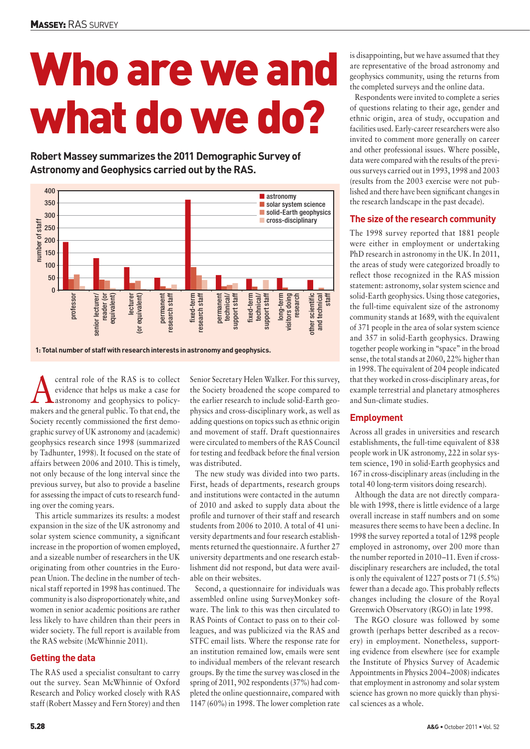# Who are we and what do we do?

**Robert Massey summarizes the 2011 Demographic Survey of Astronomy and Geophysics carried out by the RAS.**

400
350
300
250
200
150
100
50
0

number of staff

astronomy
solar system science
solid-Earth geophysics
cross-disciplinary

professor
senior lecturer/ reader (or equivalent)
lecturer (or equivalent)
permanent research staff
fixed-term research staff
permanent technical/ support staff
fixed-term technical/ support staff
long-term visitors doing research
other scientific and technical staff

1: Total number of staff with research interests in astronomy and geophysics.

A central role of the RAS is to collect evidence that helps us make a case for astronomy and geophysics to policymakers and the general public. To that end, the Society recently commissioned the first demographic survey of UK astronomy and (academic) geophysics research since 1998 (summarized by Tadhunter, 1998). It focused on the state of affairs between 2006 and 2010. This is timely, not only because of the long interval since the previous survey, but also to provide a baseline for assessing the impact of cuts to research funding over the coming years.

This article summarizes its results: a modest expansion in the size of the UK astronomy and solar system science community, a significant increase in the proportion of women employed, and a sizeable number of researchers in the UK originating from other countries in the European Union. The decline in the number of technical staff reported in 1998 has continued. The community is also disproportionately white, and women in senior academic positions are rather less likely to have children than their peers in wider society. The full report is available from the RAS website (McWhinnie 2011).

## Getting the data

The RAS used a specialist consultant to carry out the survey. Sean McWhinnie of Oxford Research and Policy worked closely with RAS staff (Robert Massey and Fern Storey) and then Senior Secretary Helen Walker. For this survey, the Society broadened the scope compared to the earlier research to include solid-Earth geophysics and cross-disciplinary work, as well as adding questions on topics such as ethnic origin and movement of staff. Draft questionnaires were circulated to members of the RAS Council for testing and feedback before the final version was distributed.

The new study was divided into two parts. First, heads of departments, research groups and institutions were contacted in the autumn of 2010 and asked to supply data about the profile and turnover of their staff and research students from 2006 to 2010. A total of 41 university departments and four research establishments returned the questionnaire. A further 27 university departments and one research establishment did not respond, but data were available on their websites.

Second, a questionnaire for individuals was assembled online using SurveyMonkey software. The link to this was then circulated to RAS Points of Contact to pass on to their colleagues, and was publicized via the RAS and STFC email lists. Where the response rate for an institution remained low, emails were sent to individual members of the relevant research groups. By the time the survey was closed in the spring of 2011, 902 respondents (37%) had completed the online questionnaire, compared with 1147 (60%) in 1998. The lower completion rate is disappointing, but we have assumed that they are representative of the broad astronomy and geophysics community, using the returns from the completed surveys and the online data.

Respondents were invited to complete a series of questions relating to their age, gender and ethnic origin, area of study, occupation and facilities used. Early-career researchers were also invited to comment more generally on career and other professional issues. Where possible, data were compared with the results of the previous surveys carried out in 1993, 1998 and 2003 (results from the 2003 exercise were not published and there have been significant changes in the research landscape in the past decade).

## The size of the research community

The 1998 survey reported that 1881 people were either in employment or undertaking PhD research in astronomy in the UK. In 2011, the areas of study were categorized broadly to reflect those recognized in the RAS mission statement: astronomy, solar system science and solid-Earth geophysics. Using those categories, the full-time equivalent size of the astronomy community stands at 1689, with the equivalent of 371 people in the area of solar system science and 357 in solid-Earth geophysics. Drawing together people working in "space" in the broad sense, the total stands at 2060, 22% higher than in 1998. The equivalent of 204 people indicated that they worked in cross-disciplinary areas, for example terrestrial and planetary atmospheres and Sun-climate studies.

## Employment

Across all grades in universities and research establishments, the full-time equivalent of 838 people work in UK astronomy, 222 in solar system science, 190 in solid-Earth geophysics and 167 in cross-disciplinary areas (including in the total 40 long-term visitors doing research).

Although the data are not directly comparable with 1998, there is little evidence of a large overall increase in staff numbers and on some measures there seems to have been a decline. In 1998 the survey reported a total of 1298 people employed in astronomy, over 200 more than the number reported in 2010–11. Even if cross-disciplinary researchers are included, the total is only the equivalent of 1227 posts or 71 (5.5%) fewer than a decade ago. This probably reflects changes including the closure of the Royal Greenwich Observatory (RGO) in late 1998.

The RGO closure was followed by some growth (perhaps better described as a recovery) in employment. Nonetheless, supporting evidence from elsewhere (see for example the Institute of Physics Survey of Academic Appointments in Physics 2004–2008) indicates that employment in astronomy and solar system science has grown no more quickly than physical sciences as a whole.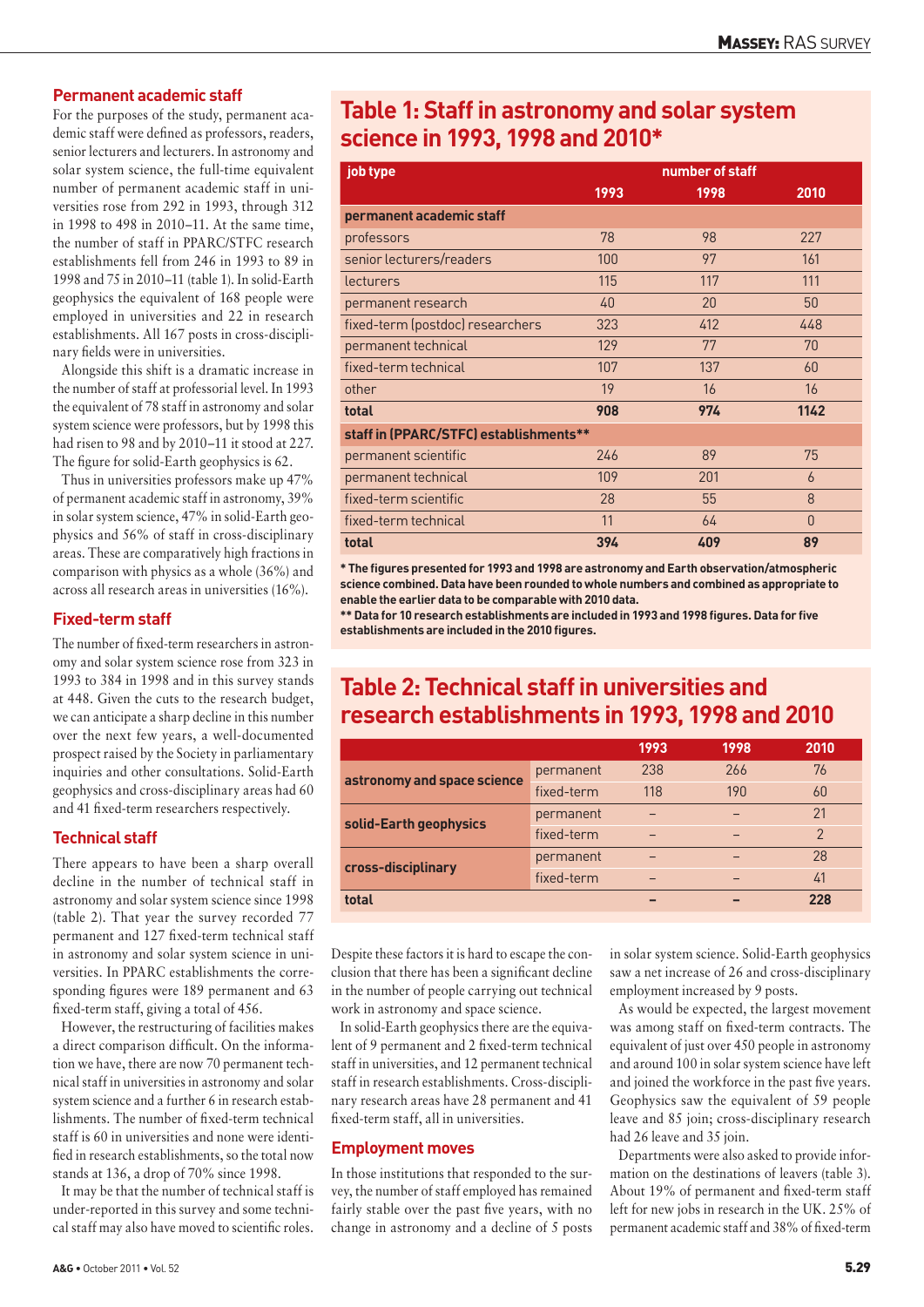## Permanent academic staff

For the purposes of the study, permanent academic staff were defined as professors, readers, senior lecturers and lecturers. In astronomy and solar system science, the full-time equivalent number of permanent academic staff in universities rose from 292 in 1993, through 312 in 1998 to 498 in 2010–11. At the same time, the number of staff in PPARC/STFC research establishments fell from 246 in 1993 to 89 in 1998 and 75 in 2010–11 (table 1). In solid-Earth geophysics the equivalent of 168 people were employed in universities and 22 in research establishments. All 167 posts in cross-disciplinary fields were in universities.

Alongside this shift is a dramatic increase in the number of staff at professorial level. In 1993 the equivalent of 78 staff in astronomy and solar system science were professors, but by 1998 this had risen to 98 and by 2010–11 it stood at 227. The figure for solid-Earth geophysics is 62.

Thus in universities professors make up 47% of permanent academic staff in astronomy, 39% in solar system science, 47% in solid-Earth geophysics and 56% of staff in cross-disciplinary areas. These are comparatively high fractions in comparison with physics as a whole (36%) and across all research areas in universities (16%).

## Fixed-term staff

The number of fixed-term researchers in astronomy and solar system science rose from 323 in 1993 to 384 in 1998 and in this survey stands at 448. Given the cuts to the research budget, we can anticipate a sharp decline in this number over the next few years, a well-documented prospect raised by the Society in parliamentary inquiries and other consultations. Solid-Earth geophysics and cross-disciplinary areas had 60 and 41 fixed-term researchers respectively.

## Technical staff

There appears to have been a sharp overall decline in the number of technical staff in astronomy and solar system science since 1998 (table 2). That year the survey recorded 77 permanent and 127 fixed-term technical staff in astronomy and solar system science in universities. In PPARC establishments the corresponding figures were 189 permanent and 63 fixed-term staff, giving a total of 456.

However, the restructuring of facilities makes a direct comparison difficult. On the information we have, there are now 70 permanent technical staff in universities in astronomy and solar system science and a further 6 in research establishments. The number of fixed-term technical staff is 60 in universities and none were identified in research establishments, so the total now stands at 136, a drop of 70% since 1998.

It may be that the number of technical staff is under-reported in this survey and some technical staff may also have moved to scientific roles.

## Table 1: Staff in astronomy and solar system science in 1993, 1998 and 2010*

| job type | number of staff | | |
|---|---|---|---|
| | 1993 | 1998 | 2010 |
| **permanent academic staff** | | | |
| professors | 78 | 98 | 227 |
| senior lecturers/readers | 100 | 97 | 161 |
| lecturers | 115 | 117 | 111 |
| permanent research | 40 | 20 | 50 |
| fixed-term (postdoc) researchers | 323 | 412 | 448 |
| permanent technical | 129 | 77 | 70 |
| fixed-term technical | 107 | 137 | 60 |
| other | 19 | 16 | 16 |
| **total** | **908** | **974** | **1142** |
| **staff in (PPARC/STFC) establishments**** | | | |
| permanent scientific | 246 | 89 | 75 |
| permanent technical | 109 | 201 | 6 |
| fixed-term scientific | 28 | 55 | 8 |
| fixed-term technical | 11 | 64 | 0 |
| **total** | **394** | **409** | **89** |

**\* The figures presented for 1993 and 1998 are astronomy and Earth observation/atmospheric science combined. Data have been rounded to whole numbers and combined as appropriate to enable the earlier data to be comparable with 2010 data.**
**\*\* Data for 10 research establishments are included in 1993 and 1998 figures. Data for five establishments are included in the 2010 figures.**

## Table 2: Technical staff in universities and research establishments in 1993, 1998 and 2010

| | | 1993 | 1998 | 2010 |
|---|---|---|---|---|
| **astronomy and space science** | permanent | 238 | 266 | 76 |
| | fixed-term | 118 | 190 | 60 |
| **solid-Earth geophysics** | permanent | – | – | 21 |
| | fixed-term | – | – | 2 |
| **cross-disciplinary** | permanent | – | – | 28 |
| | fixed-term | – | – | 41 |
| **total** | | **–** | **–** | **228** |

Despite these factors it is hard to escape the conclusion that there has been a significant decline in the number of people carrying out technical work in astronomy and space science.

In solid-Earth geophysics there are the equivalent of 9 permanent and 2 fixed-term technical staff in universities, and 12 permanent technical staff in research establishments. Cross-disciplinary research areas have 28 permanent and 41 fixed-term staff, all in universities.

## Employment moves

In those institutions that responded to the survey, the number of staff employed has remained fairly stable over the past five years, with no change in astronomy and a decline of 5 posts in solar system science. Solid-Earth geophysics saw a net increase of 26 and cross-disciplinary employment increased by 9 posts.

As would be expected, the largest movement was among staff on fixed-term contracts. The equivalent of just over 450 people in astronomy and around 100 in solar system science have left and joined the workforce in the past five years. Geophysics saw the equivalent of 59 people leave and 85 join; cross-disciplinary research had 26 leave and 35 join.

Departments were also asked to provide information on the destinations of leavers (table 3). About 19% of permanent and fixed-term staff left for new jobs in research in the UK. 25% of permanent academic staff and 38% of fixed-term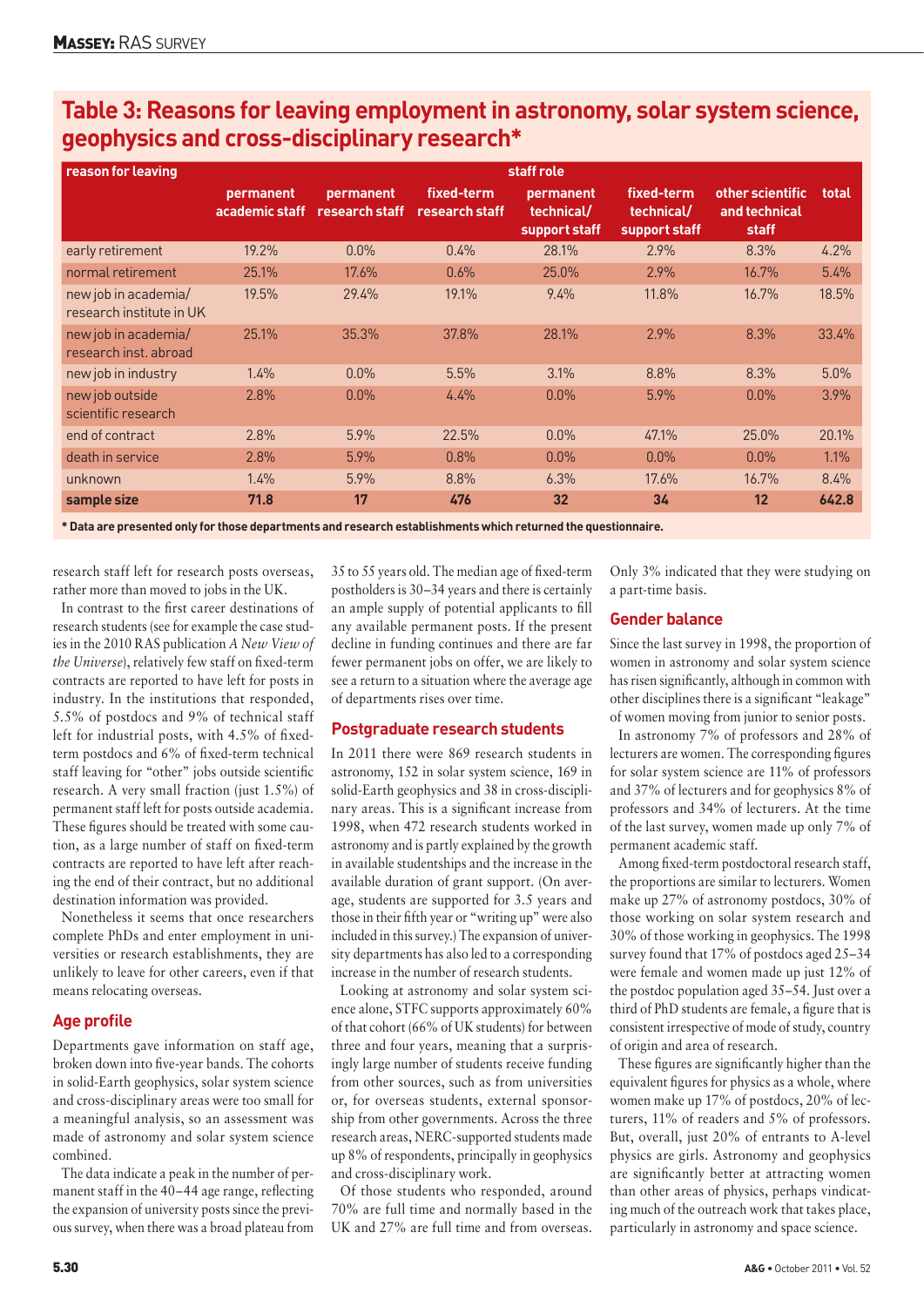## Table 3: Reasons for leaving employment in astronomy, solar system science, geophysics and cross-disciplinary research*

| reason for leaving | staff role | | | | | | |
|---|---|---|---|---|---|---|---|
| | permanent academic staff | permanent research staff | fixed-term research staff | permanent technical/ support staff | fixed-term technical/ support staff | other scientific and technical staff | total |
| early retirement | 19.2% | 0.0% | 0.4% | 28.1% | 2.9% | 8.3% | 4.2% |
| normal retirement | 25.1% | 17.6% | 0.6% | 25.0% | 2.9% | 16.7% | 5.4% |
| new job in academia/ research institute in UK | 19.5% | 29.4% | 19.1% | 9.4% | 11.8% | 16.7% | 18.5% |
| new job in academia/ research inst. abroad | 25.1% | 35.3% | 37.8% | 28.1% | 2.9% | 8.3% | 33.4% |
| new job in industry | 1.4% | 0.0% | 5.5% | 3.1% | 8.8% | 8.3% | 5.0% |
| new job outside scientific research | 2.8% | 0.0% | 4.4% | 0.0% | 5.9% | 0.0% | 3.9% |
| end of contract | 2.8% | 5.9% | 22.5% | 0.0% | 47.1% | 25.0% | 20.1% |
| death in service | 2.8% | 5.9% | 0.8% | 0.0% | 0.0% | 0.0% | 1.1% |
| unknown | 1.4% | 5.9% | 8.8% | 6.3% | 17.6% | 16.7% | 8.4% |
| **sample size** | **71.8** | **17** | **476** | **32** | **34** | **12** | **642.8** |

**\* Data are presented only for those departments and research establishments which returned the questionnaire.**

research staff left for research posts overseas, rather more than moved to jobs in the UK.

In contrast to the first career destinations of research students (see for example the case studies in the 2010 RAS publication *A New View of the Universe*), relatively few staff on fixed-term contracts are reported to have left for posts in industry. In the institutions that responded, 5.5% of postdocs and 9% of technical staff left for industrial posts, with 4.5% of fixed-term postdocs and 6% of fixed-term technical staff leaving for "other" jobs outside scientific research. A very small fraction (just 1.5%) of permanent staff left for posts outside academia. These figures should be treated with some caution, as a large number of staff on fixed-term contracts are reported to have left after reaching the end of their contract, but no additional destination information was provided.

Nonetheless it seems that once researchers complete PhDs and enter employment in universities or research establishments, they are unlikely to leave for other careers, even if that means relocating overseas.

### Age profile

Departments gave information on staff age, broken down into five-year bands. The cohorts in solid-Earth geophysics, solar system science and cross-disciplinary areas were too small for a meaningful analysis, so an assessment was made of astronomy and solar system science combined.

The data indicate a peak in the number of permanent staff in the 40–44 age range, reflecting the expansion of university posts since the previous survey, when there was a broad plateau from 35 to 55 years old. The median age of fixed-term postholders is 30–34 years and there is certainly an ample supply of potential applicants to fill any available permanent posts. If the present decline in funding continues and there are far fewer permanent jobs on offer, we are likely to see a return to a situation where the average age of departments rises over time.

### Postgraduate research students

In 2011 there were 869 research students in astronomy, 152 in solar system science, 169 in solid-Earth geophysics and 38 in cross-disciplinary areas. This is a significant increase from 1998, when 472 research students worked in astronomy and is partly explained by the growth in available studentships and the increase in the available duration of grant support. (On average, students are supported for 3.5 years and those in their fifth year or "writing up" were also included in this survey.) The expansion of university departments has also led to a corresponding increase in the number of research students.

Looking at astronomy and solar system science alone, STFC supports approximately 60% of that cohort (66% of UK students) for between three and four years, meaning that a surprisingly large number of students receive funding from other sources, such as from universities or, for overseas students, external sponsorship from other governments. Across the three research areas, NERC-supported students made up 8% of respondents, principally in geophysics and cross-disciplinary work.

Of those students who responded, around 70% are full time and normally based in the UK and 27% are full time and from overseas. Only 3% indicated that they were studying on a part-time basis.

### Gender balance

Since the last survey in 1998, the proportion of women in astronomy and solar system science has risen significantly, although in common with other disciplines there is a significant "leakage" of women moving from junior to senior posts.

In astronomy 7% of professors and 28% of lecturers are women. The corresponding figures for solar system science are 11% of professors and 37% of lecturers and for geophysics 8% of professors and 34% of lecturers. At the time of the last survey, women made up only 7% of permanent academic staff.

Among fixed-term postdoctoral research staff, the proportions are similar to lecturers. Women make up 27% of astronomy postdocs, 30% of those working on solar system research and 30% of those working in geophysics. The 1998 survey found that 17% of postdocs aged 25–34 were female and women made up just 12% of the postdoc population aged 35–54. Just over a third of PhD students are female, a figure that is consistent irrespective of mode of study, country of origin and area of research.

These figures are significantly higher than the equivalent figures for physics as a whole, where women make up 17% of postdocs, 20% of lecturers, 11% of readers and 5% of professors. But, overall, just 20% of entrants to A-level physics are girls. Astronomy and geophysics are significantly better at attracting women than other areas of physics, perhaps vindicating much of the outreach work that takes place, particularly in astronomy and space science.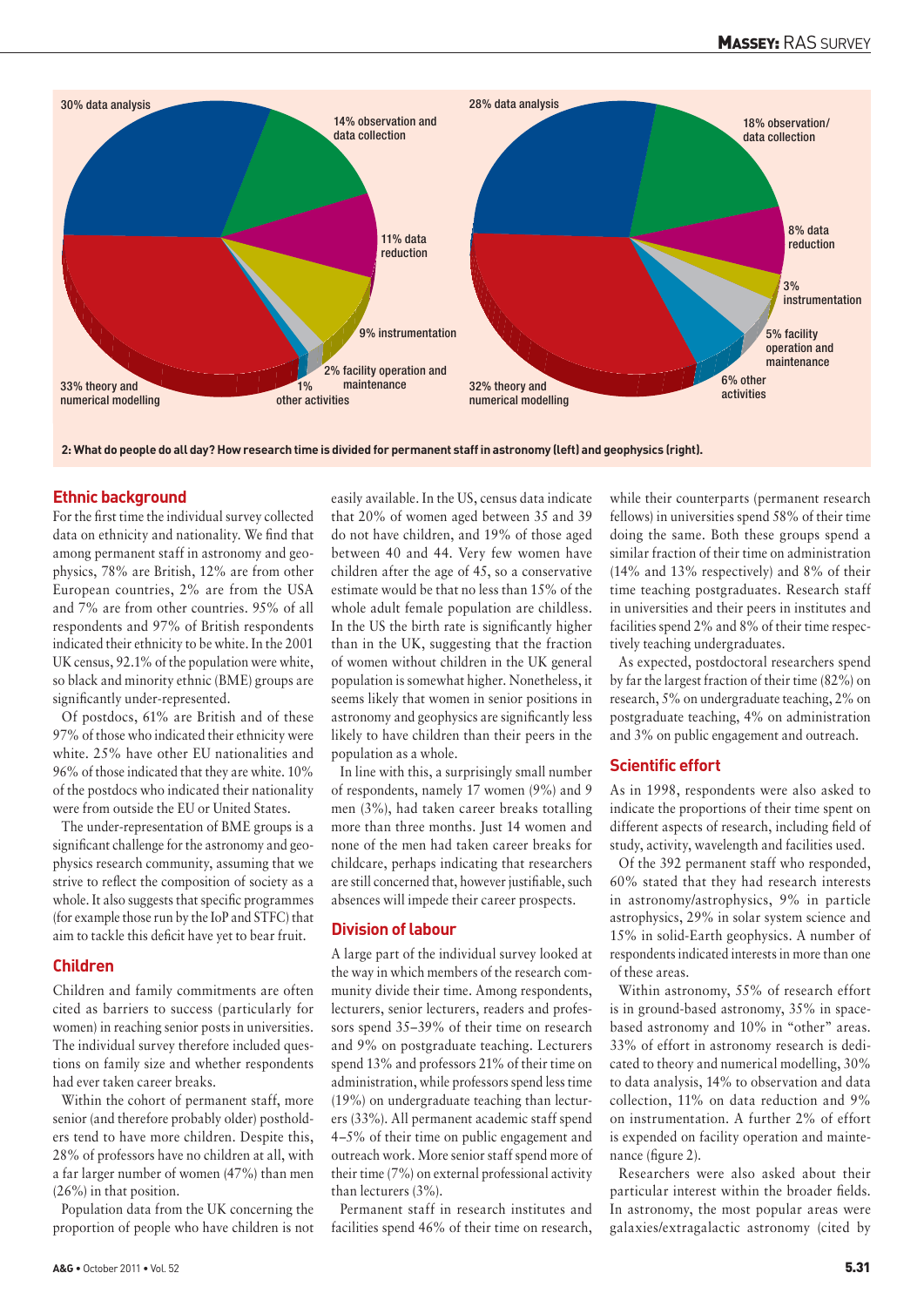2: What do people do all day? How research time is divided for permanent staff in astronomy (left) and geophysics (right).

## Ethnic background

For the first time the individual survey collected data on ethnicity and nationality. We find that among permanent staff in astronomy and geophysics, 78% are British, 12% are from other European countries, 2% are from the USA and 7% are from other countries. 95% of all respondents and 97% of British respondents indicated their ethnicity to be white. In the 2001 UK census, 92.1% of the population were white, so black and minority ethnic (BME) groups are significantly under-represented.

Of postdocs, 61% are British and of these 97% of those who indicated their ethnicity were white. 25% have other EU nationalities and 96% of those indicated that they are white. 10% of the postdocs who indicated their nationality were from outside the EU or United States.

The under-representation of BME groups is a significant challenge for the astronomy and geophysics research community, assuming that we strive to reflect the composition of society as a whole. It also suggests that specific programmes (for example those run by the IoP and STFC) that aim to tackle this deficit have yet to bear fruit.

## Children

Children and family commitments are often cited as barriers to success (particularly for women) in reaching senior posts in universities. The individual survey therefore included questions on family size and whether respondents had ever taken career breaks.

Within the cohort of permanent staff, more senior (and therefore probably older) postholders tend to have more children. Despite this, 28% of professors have no children at all, with a far larger number of women (47%) than men (26%) in that position.

Population data from the UK concerning the proportion of people who have children is not easily available. In the US, census data indicate that 20% of women aged between 35 and 39 do not have children, and 19% of those aged between 40 and 44. Very few women have children after the age of 45, so a conservative estimate would be that no less than 15% of the whole adult female population are childless. In the US the birth rate is significantly higher than in the UK, suggesting that the fraction of women without children in the UK general population is somewhat higher. Nonetheless, it seems likely that women in senior positions in astronomy and geophysics are significantly less likely to have children than their peers in the population as a whole.

In line with this, a surprisingly small number of respondents, namely 17 women (9%) and 9 men (3%), had taken career breaks totalling more than three months. Just 14 women and none of the men had taken career breaks for childcare, perhaps indicating that researchers are still concerned that, however justifiable, such absences will impede their career prospects.

## Division of labour

A large part of the individual survey looked at the way in which members of the research community divide their time. Among respondents, lecturers, senior lecturers, readers and professors spend 35–39% of their time on research and 9% on postgraduate teaching. Lecturers spend 13% and professors 21% of their time on administration, while professors spend less time (19%) on undergraduate teaching than lecturers (33%). All permanent academic staff spend 4–5% of their time on public engagement and outreach work. More senior staff spend more of their time (7%) on external professional activity than lecturers (3%).

Permanent staff in research institutes and facilities spend 46% of their time on research, while their counterparts (permanent research fellows) in universities spend 58% of their time doing the same. Both these groups spend a similar fraction of their time on administration (14% and 13% respectively) and 8% of their time teaching postgraduates. Research staff in universities and their peers in institutes and facilities spend 2% and 8% of their time respectively teaching undergraduates.

As expected, postdoctoral researchers spend by far the largest fraction of their time (82%) on research, 5% on undergraduate teaching, 2% on postgraduate teaching, 4% on administration and 3% on public engagement and outreach.

## Scientific effort

As in 1998, respondents were also asked to indicate the proportions of their time spent on different aspects of research, including field of study, activity, wavelength and facilities used.

Of the 392 permanent staff who responded, 60% stated that they had research interests in astronomy/astrophysics, 9% in particle astrophysics, 29% in solar system science and 15% in solid-Earth geophysics. A number of respondents indicated interests in more than one of these areas.

Within astronomy, 55% of research effort is in ground-based astronomy, 35% in space-based astronomy and 10% in "other" areas. 33% of effort in astronomy research is dedicated to theory and numerical modelling, 30% to data analysis, 14% to observation and data collection, 11% on data reduction and 9% on instrumentation. A further 2% of effort is expended on facility operation and maintenance (figure 2).

Researchers were also asked about their particular interest within the broader fields. In astronomy, the most popular areas were galaxies/extragalactic astronomy (cited by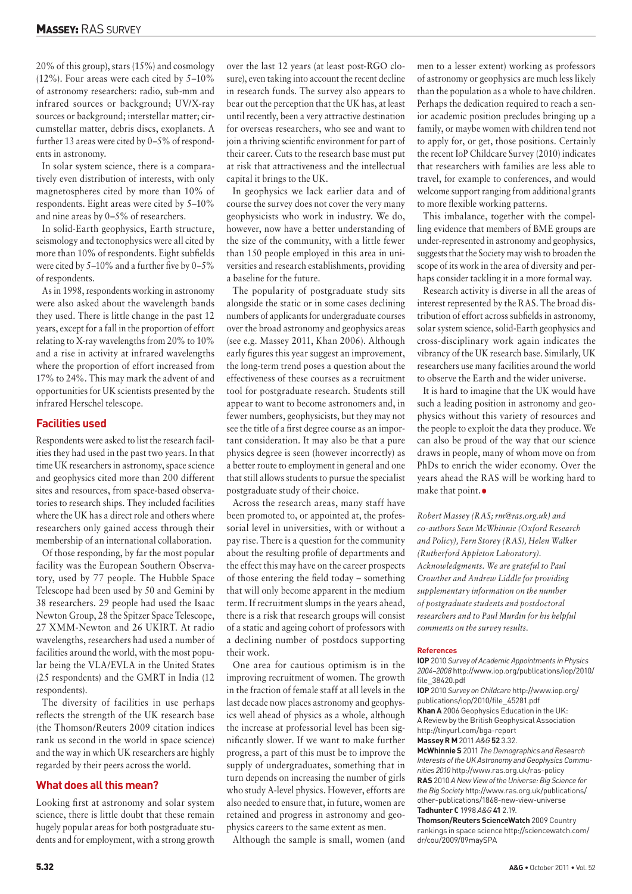20% of this group), stars (15%) and cosmology (12%). Four areas were each cited by 5–10% of astronomy researchers: radio, sub-mm and infrared sources or background; UV/X-ray sources or background; interstellar matter; circumstellar matter, debris discs, exoplanets. A further 13 areas were cited by 0–5% of respondents in astronomy.

In solar system science, there is a comparatively even distribution of interests, with only magnetospheres cited by more than 10% of respondents. Eight areas were cited by 5–10% and nine areas by 0–5% of researchers.

In solid-Earth geophysics, Earth structure, seismology and tectonophysics were all cited by more than 10% of respondents. Eight subfields were cited by 5–10% and a further five by 0–5% of respondents.

As in 1998, respondents working in astronomy were also asked about the wavelength bands they used. There is little change in the past 12 years, except for a fall in the proportion of effort relating to X-ray wavelengths from 20% to 10% and a rise in activity at infrared wavelengths where the proportion of effort increased from 17% to 24%. This may mark the advent of and opportunities for UK scientists presented by the infrared Herschel telescope.

## Facilities used

Respondents were asked to list the research facilities they had used in the past two years. In that time UK researchers in astronomy, space science and geophysics cited more than 200 different sites and resources, from space-based observatories to research ships. They included facilities where the UK has a direct role and others where researchers only gained access through their membership of an international collaboration.

Of those responding, by far the most popular facility was the European Southern Observatory, used by 77 people. The Hubble Space Telescope had been used by 50 and Gemini by 38 researchers. 29 people had used the Isaac Newton Group, 28 the Spitzer Space Telescope, 27 XMM-Newton and 26 UKIRT. At radio wavelengths, researchers had used a number of facilities around the world, with the most popular being the VLA/EVLA in the United States (25 respondents) and the GMRT in India (12 respondents).

The diversity of facilities in use perhaps reflects the strength of the UK research base (the Thomson/Reuters 2009 citation indices rank us second in the world in space science) and the way in which UK researchers are highly regarded by their peers across the world.

## What does all this mean?

Looking first at astronomy and solar system science, there is little doubt that these remain hugely popular areas for both postgraduate students and for employment, with a strong growth over the last 12 years (at least post-RGO closure), even taking into account the recent decline in research funds. The survey also appears to bear out the perception that the UK has, at least until recently, been a very attractive destination for overseas researchers, who see and want to join a thriving scientific environment for part of their career. Cuts to the research base must put at risk that attractiveness and the intellectual capital it brings to the UK.

In geophysics we lack earlier data and of course the survey does not cover the very many geophysicists who work in industry. We do, however, now have a better understanding of the size of the community, with a little fewer than 150 people employed in this area in universities and research establishments, providing a baseline for the future.

The popularity of postgraduate study sits alongside the static or in some cases declining numbers of applicants for undergraduate courses over the broad astronomy and geophysics areas (see e.g. Massey 2011, Khan 2006). Although early figures this year suggest an improvement, the long-term trend poses a question about the effectiveness of these courses as a recruitment tool for postgraduate research. Students still appear to want to become astronomers and, in fewer numbers, geophysicists, but they may not see the title of a first degree course as an important consideration. It may also be that a pure physics degree is seen (however incorrectly) as a better route to employment in general and one that still allows students to pursue the specialist postgraduate study of their choice.

Across the research areas, many staff have been promoted to, or appointed at, the professorial level in universities, with or without a pay rise. There is a question for the community about the resulting profile of departments and the effect this may have on the career prospects of those entering the field today – something that will only become apparent in the medium term. If recruitment slumps in the years ahead, there is a risk that research groups will consist of a static and ageing cohort of professors with a declining number of postdocs supporting their work.

One area for cautious optimism is in the improving recruitment of women. The growth in the fraction of female staff at all levels in the last decade now places astronomy and geophysics well ahead of physics as a whole, although the increase at professorial level has been significantly slower. If we want to make further progress, a part of this must be to improve the supply of undergraduates, something that in turn depends on increasing the number of girls who study A-level physics. However, efforts are also needed to ensure that, in future, women are retained and progress in astronomy and geophysics careers to the same extent as men.

Although the sample is small, women (and men to a lesser extent) working as professors of astronomy or geophysics are much less likely than the population as a whole to have children. Perhaps the dedication required to reach a senior academic position precludes bringing up a family, or maybe women with children tend not to apply for, or get, those positions. Certainly the recent IoP Childcare Survey (2010) indicates that researchers with families are less able to travel, for example to conferences, and would welcome support ranging from additional grants to more flexible working patterns.

This imbalance, together with the compelling evidence that members of BME groups are under-represented in astronomy and geophysics, suggests that the Society may wish to broaden the scope of its work in the area of diversity and perhaps consider tackling it in a more formal way.

Research activity is diverse in all the areas of interest represented by the RAS. The broad distribution of effort across subfields in astronomy, solar system science, solid-Earth geophysics and cross-disciplinary work again indicates the vibrancy of the UK research base. Similarly, UK researchers use many facilities around the world to observe the Earth and the wider universe.

It is hard to imagine that the UK would have such a leading position in astronomy and geophysics without this variety of resources and the people to exploit the data they produce. We can also be proud of the way that our science draws in people, many of whom move on from PhDs to enrich the wider economy. Over the years ahead the RAS will be working hard to make that point. ●

*Robert Massey (RAS; rm@ras.org.uk) and co-authors Sean McWhinnie (Oxford Research and Policy), Fern Storey (RAS), Helen Walker (Rutherford Appleton Laboratory). Acknowledgments. We are grateful to Paul Crowther and Andrew Liddle for providing supplementary information on the number of postgraduate students and postdoctoral researchers and to Paul Murdin for his helpful comments on the survey results.*

### References

**IOP** 2010 *Survey of Academic Appointments in Physics 2004–2008* http://www.iop.org/publications/iop/2010/file_38420.pdf

**IOP** 2010 *Survey on Childcare* http://www.iop.org/publications/iop/2010/file_45281.pdf

**Khan A** 2006 Geophysics Education in the UK: A Review by the British Geophysical Association http://tinyurl.com/bga-report

**Massey R M** 2011 *A&G* **52** 3.32.

**McWhinnie S** 2011 *The Demographics and Research Interests of the UK Astronomy and Geophysics Communities 2010* http://www.ras.org.uk/ras-policy

**RAS** 2010 *A New View of the Universe: Big Science for the Big Society* http://www.ras.org.uk/publications/other-publications/1868-new-view-universe

**Tadhunter C** 1998 *A&G* **41** 2.19.

**Thomson/Reuters ScienceWatch** 2009 Country rankings in space science http://sciencewatch.com/dr/cou/2009/09maySPA